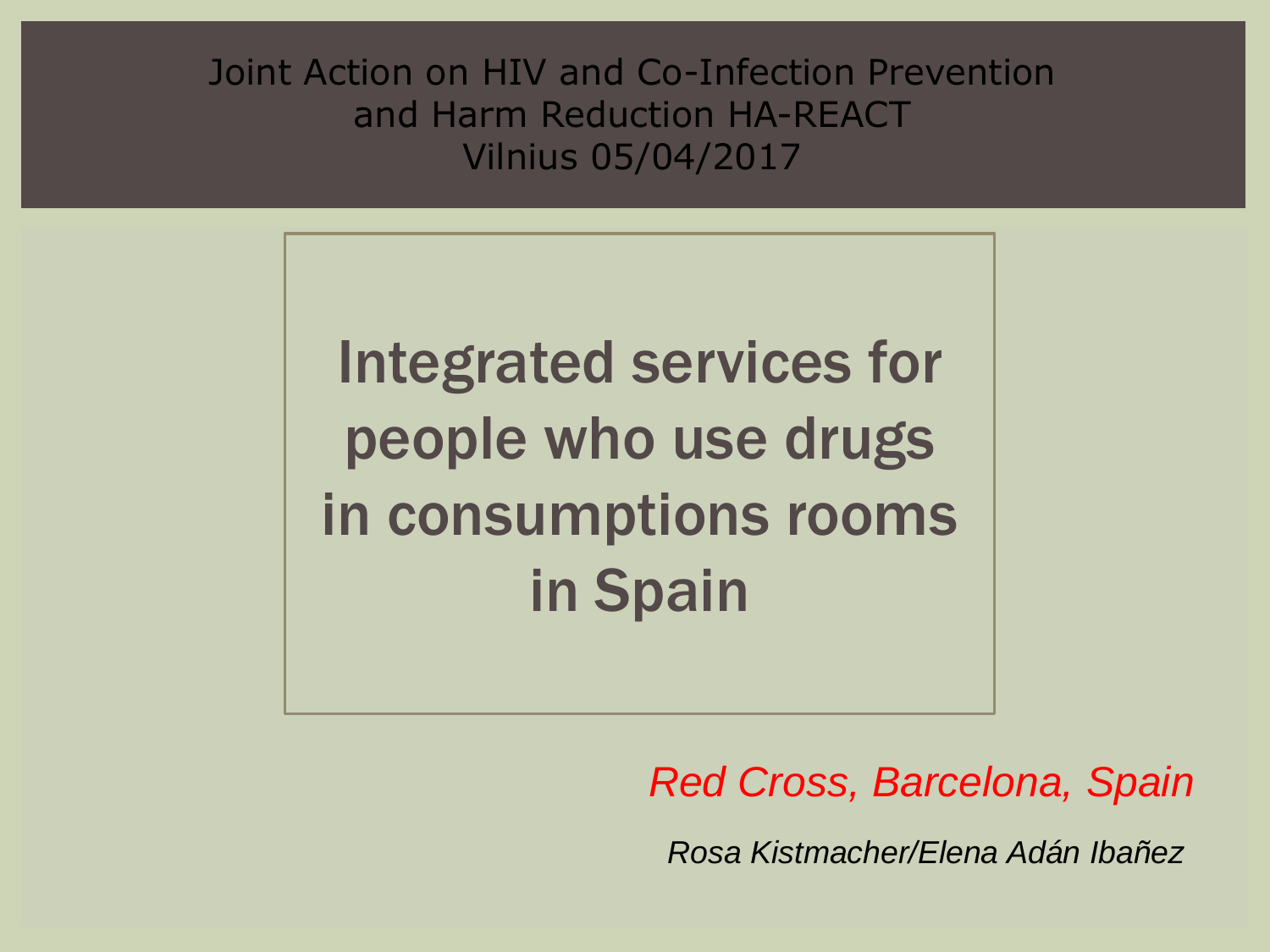Joint Action on HIV and Co-Infection Prevention and Harm Reduction HA-REACT
Vilnius 05/04/2017

# Integrated services for people who use drugs in consumptions rooms in Spain

*Red Cross, Barcelona, Spain*

*Rosa Kistmacher/Elena Adán Ibañez*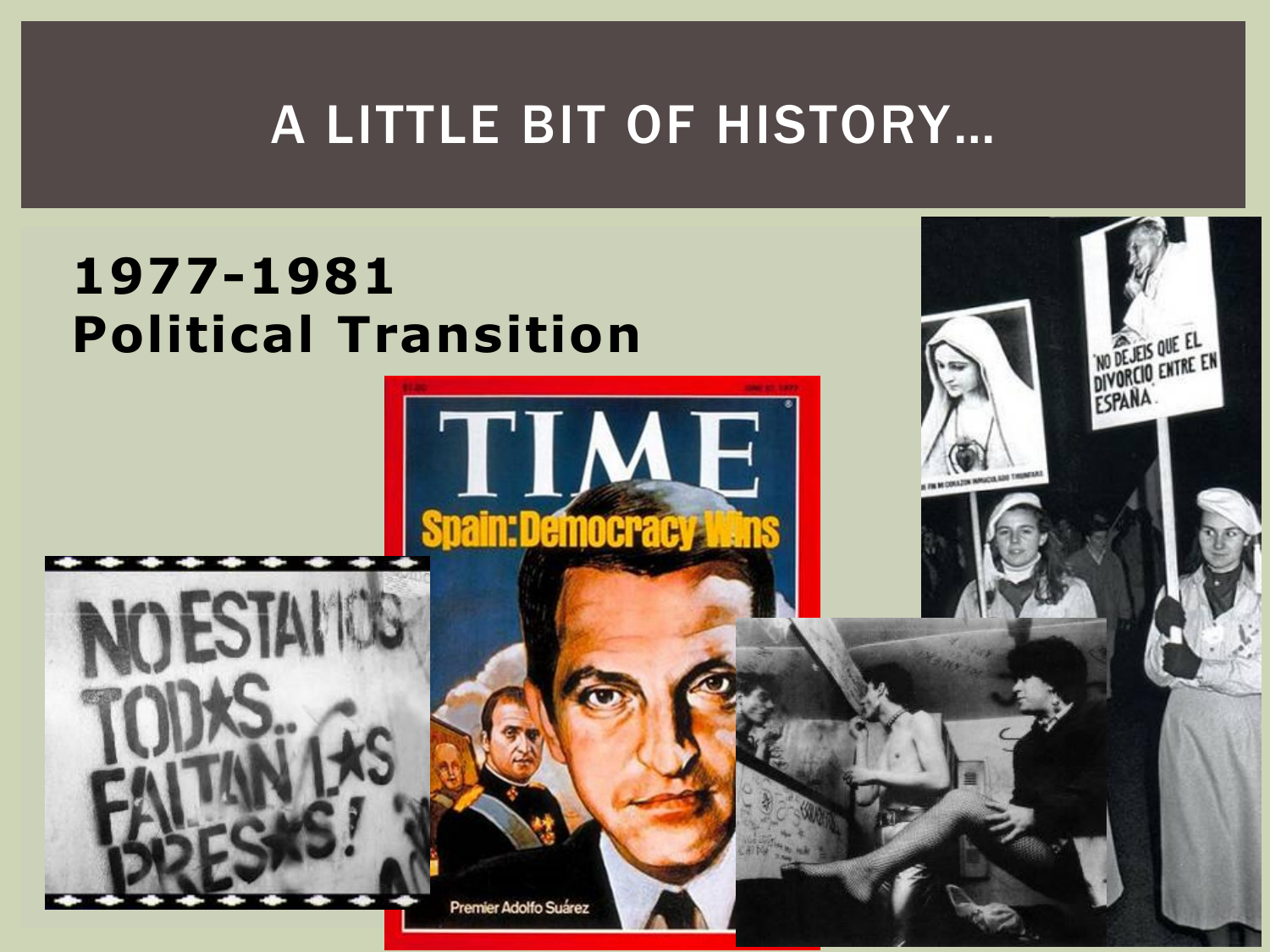# A LITTLE BIT OF HISTORY…

**1977-1981**
**Political Transition**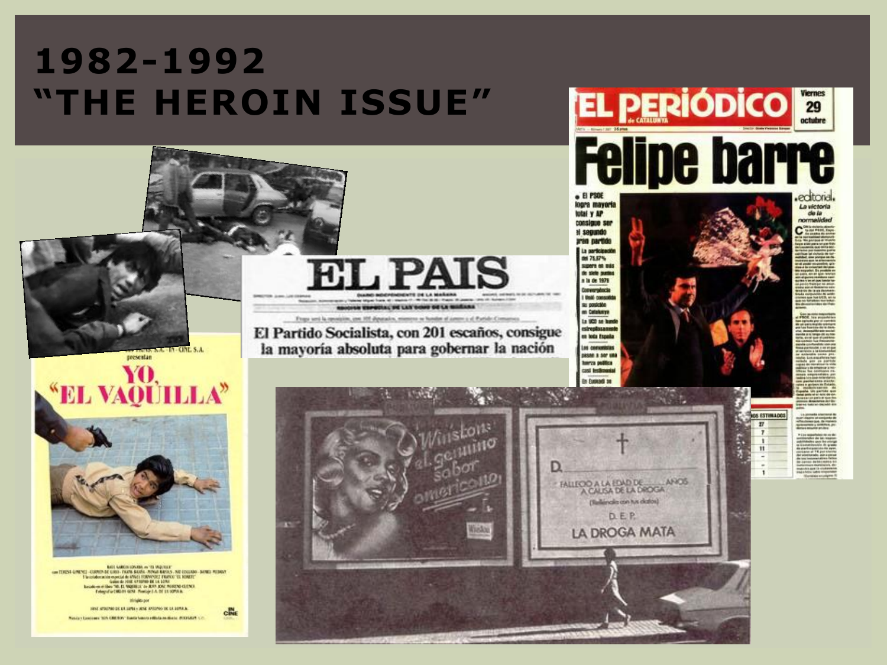# 1982-1992 "THE HEROIN ISSUE"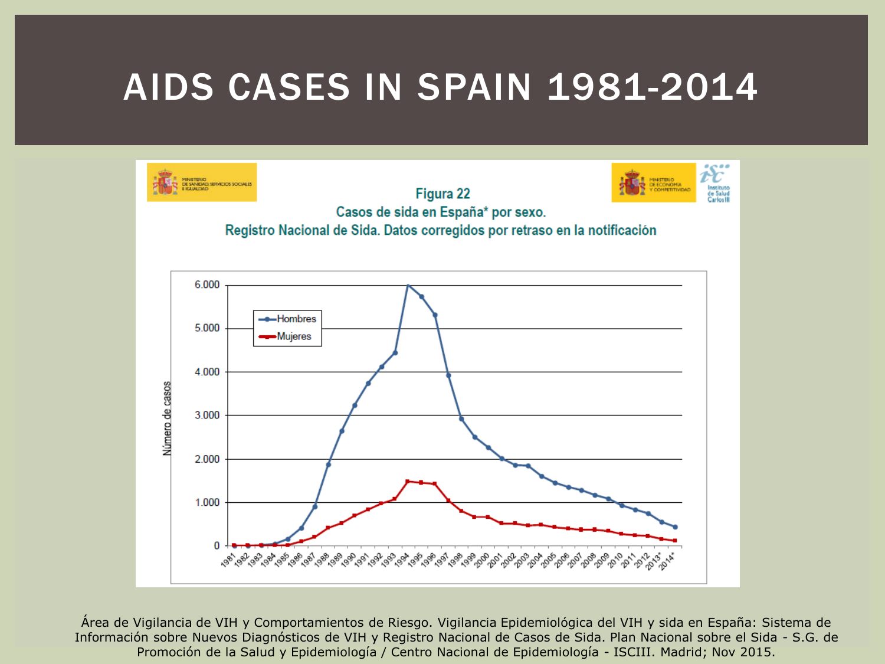# AIDS CASES IN SPAIN 1981-2014

**Figura 22**

**Casos de sida en España* por sexo.**

**Registro Nacional de Sida. Datos corregidos por retraso en la notificación**

Área de Vigilancia de VIH y Comportamientos de Riesgo. Vigilancia Epidemiológica del VIH y sida en España: Sistema de Información sobre Nuevos Diagnósticos de VIH y Registro Nacional de Casos de Sida. Plan Nacional sobre el Sida - S.G. de Promoción de la Salud y Epidemiología / Centro Nacional de Epidemiología - ISCIII. Madrid; Nov 2015.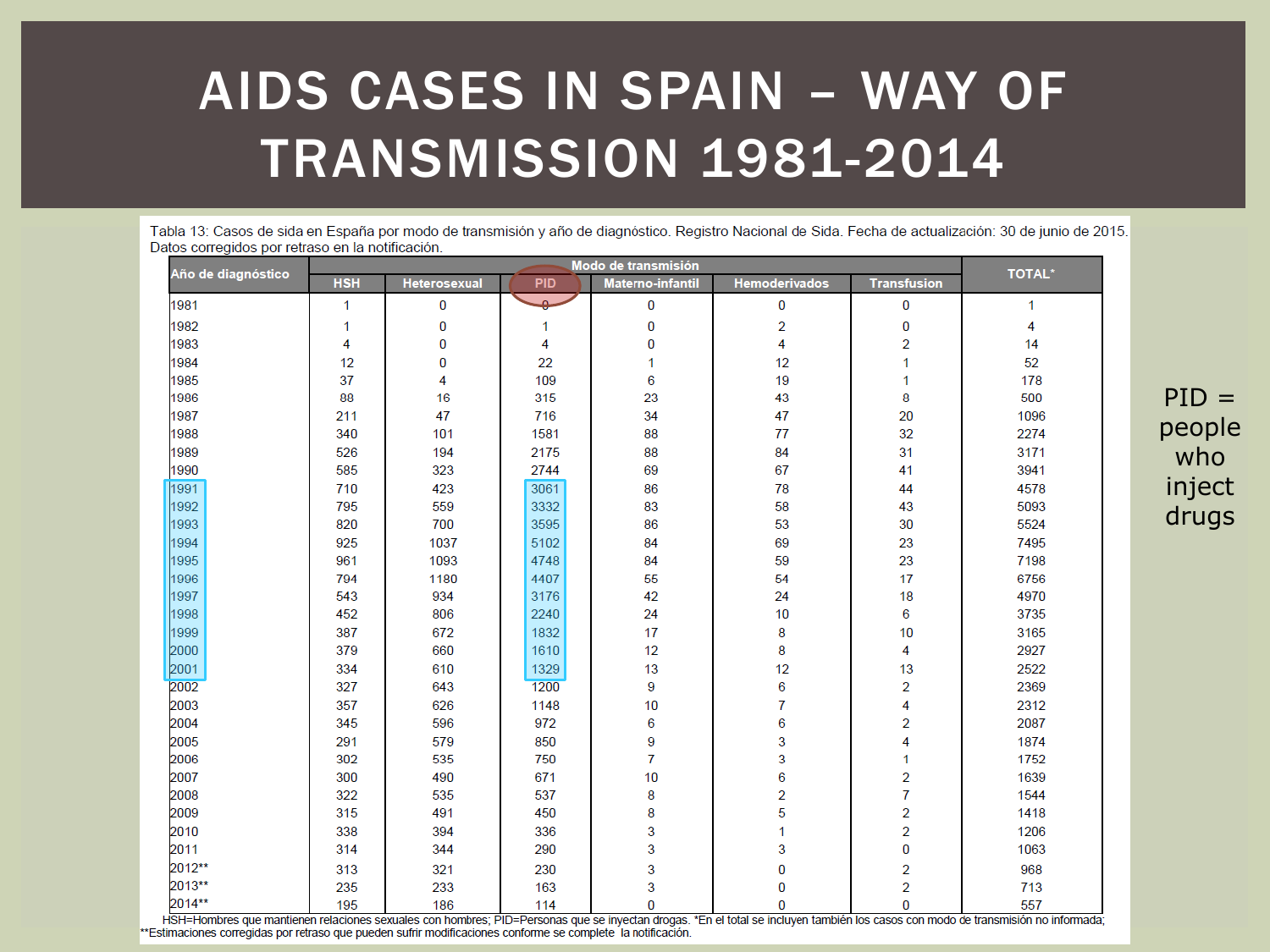# AIDS CASES IN SPAIN – WAY OF TRANSMISSION 1981-2014

Tabla 13: Casos de sida en España por modo de transmisión y año de diagnóstico. Registro Nacional de Sida. Fecha de actualización: 30 de junio de 2015. Datos corregidos por retraso en la notificación.

| Año de diagnóstico | Modo de transmisión | | | | | | TOTAL* |
|---|---|---|---|---|---|---|---|
| | HSH | Heterosexual | PID | Materno-infantil | Hemoderivados | Transfusion | |
| 1981 | 1 | 0 | 0 | 0 | 0 | 0 | 1 |
| 1982 | 1 | 0 | 1 | 0 | 2 | 0 | 4 |
| 1983 | 4 | 0 | 4 | 0 | 4 | 2 | 14 |
| 1984 | 12 | 0 | 22 | 1 | 12 | 1 | 52 |
| 1985 | 37 | 4 | 109 | 6 | 19 | 1 | 178 |
| 1986 | 88 | 16 | 315 | 23 | 43 | 8 | 500 |
| 1987 | 211 | 47 | 716 | 34 | 47 | 20 | 1096 |
| 1988 | 340 | 101 | 1581 | 88 | 77 | 32 | 2274 |
| 1989 | 526 | 194 | 2175 | 88 | 84 | 31 | 3171 |
| 1990 | 585 | 323 | 2744 | 69 | 67 | 41 | 3941 |
| 1991 | 710 | 423 | 3061 | 86 | 78 | 44 | 4578 |
| 1992 | 795 | 559 | 3332 | 83 | 58 | 43 | 5093 |
| 1993 | 820 | 700 | 3595 | 86 | 53 | 30 | 5524 |
| 1994 | 925 | 1037 | 5102 | 84 | 69 | 23 | 7495 |
| 1995 | 961 | 1093 | 4748 | 84 | 59 | 23 | 7198 |
| 1996 | 794 | 1180 | 4407 | 55 | 54 | 17 | 6756 |
| 1997 | 543 | 934 | 3176 | 42 | 24 | 18 | 4970 |
| 1998 | 452 | 806 | 2240 | 24 | 10 | 6 | 3735 |
| 1999 | 387 | 672 | 1832 | 17 | 8 | 10 | 3165 |
| 2000 | 379 | 660 | 1610 | 12 | 8 | 4 | 2927 |
| 2001 | 334 | 610 | 1329 | 13 | 12 | 13 | 2522 |
| 2002 | 327 | 643 | 1200 | 9 | 6 | 2 | 2369 |
| 2003 | 357 | 626 | 1148 | 10 | 7 | 4 | 2312 |
| 2004 | 345 | 596 | 972 | 6 | 6 | 2 | 2087 |
| 2005 | 291 | 579 | 850 | 9 | 3 | 4 | 1874 |
| 2006 | 302 | 535 | 750 | 7 | 3 | 1 | 1752 |
| 2007 | 300 | 490 | 671 | 10 | 6 | 2 | 1639 |
| 2008 | 322 | 535 | 537 | 8 | 2 | 7 | 1544 |
| 2009 | 315 | 491 | 450 | 8 | 5 | 2 | 1418 |
| 2010 | 338 | 394 | 336 | 3 | 1 | 2 | 1206 |
| 2011 | 314 | 344 | 290 | 3 | 3 | 0 | 1063 |
| 2012** | 313 | 321 | 230 | 3 | 0 | 2 | 968 |
| 2013** | 235 | 233 | 163 | 3 | 0 | 2 | 713 |
| 2014** | 195 | 186 | 114 | 0 | 0 | 0 | 557 |

HSH=Hombres que mantienen relaciones sexuales con hombres; PID=Personas que se inyectan drogas. *En el total se incluyen también los casos con modo de transmisión no informada; **Estimaciones corregidas por retraso que pueden sufrir modificaciones conforme se complete la notificación.

PID = people who inject drugs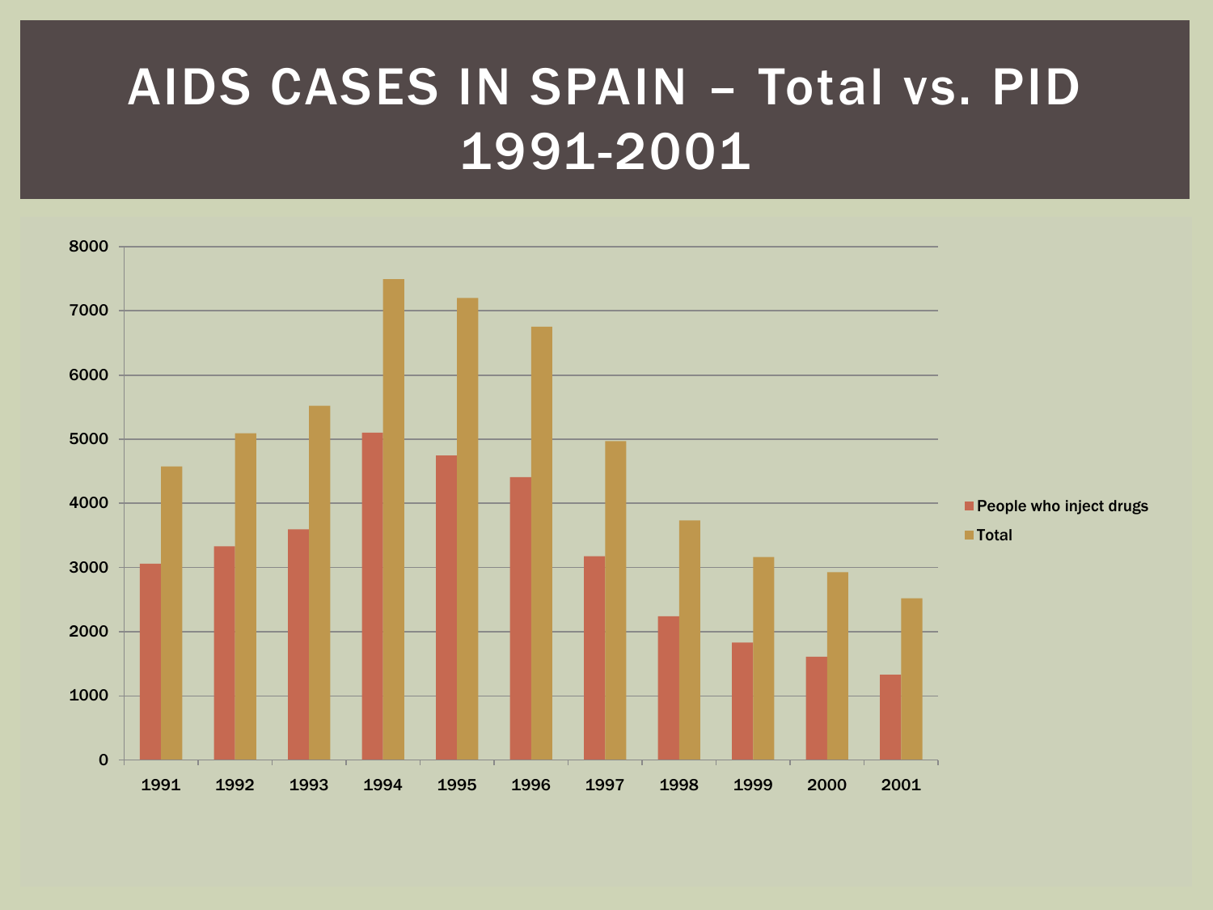# AIDS CASES IN SPAIN – Total vs. PID 1991-2001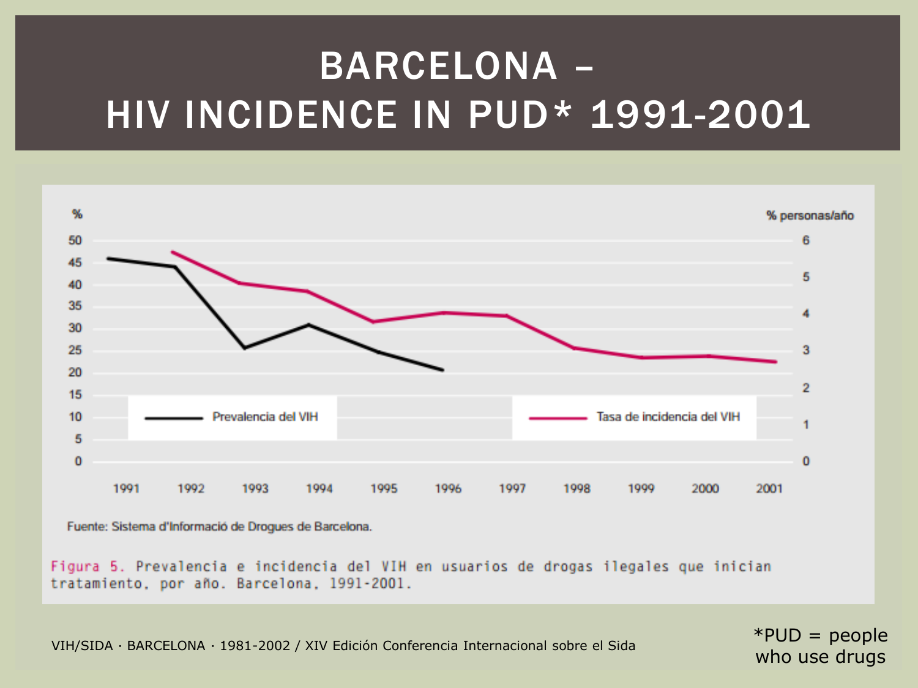# BARCELONA – HIV INCIDENCE IN PUD* 1991-2001

Fuente: Sistema d'Informació de Drogues de Barcelona.

Figura 5. Prevalencia e incidencia del VIH en usuarios de drogas ilegales que inician tratamiento, por año. Barcelona, 1991-2001.

VIH/SIDA · BARCELONA · 1981-2002 / XIV Edición Conferencia Internacional sobre el Sida

*PUD = people who use drugs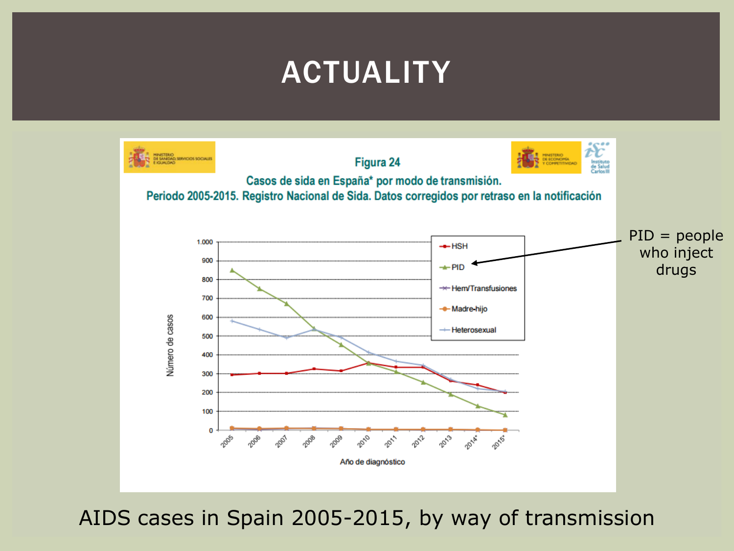# ACTUALITY

**Figura 24**

**Casos de sida en España* por modo de transmisión.**
**Periodo 2005-2015. Registro Nacional de Sida. Datos corregidos por retraso en la notificación**

PID = people who inject drugs

AIDS cases in Spain 2005-2015, by way of transmission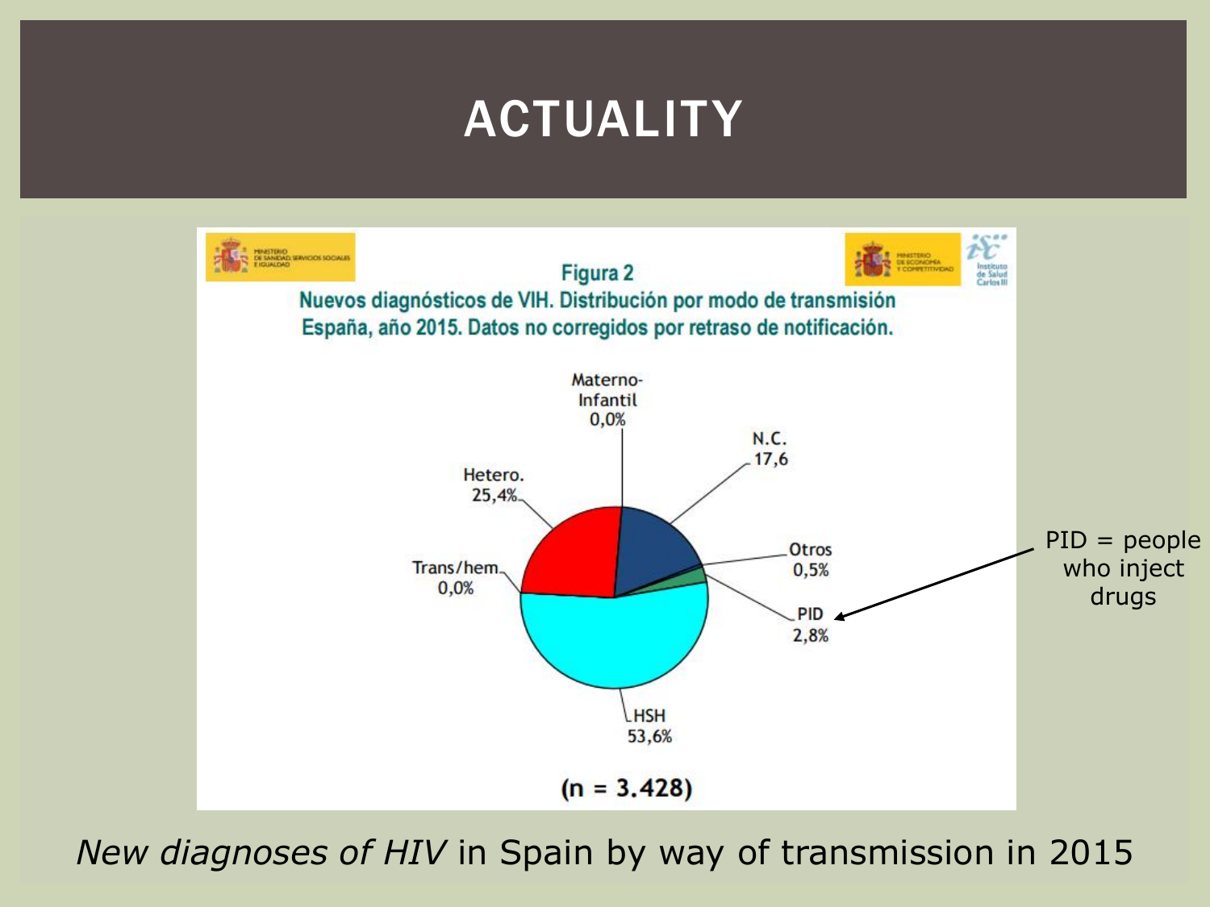# ACTUALITY

Figura 2

Nuevos diagnósticos de VIH. Distribución por modo de transmisión España, año 2015. Datos no corregidos por retraso de notificación.

- Materno-Infantil 0,0%
- N.C. 17,6
- Otros 0,5%
- PID 2,8%
- HSH 53,6%
- Trans/hem. 0,0%
- Hetero. 25,4%

(n = 3.428)

PID = people who inject drugs

*New diagnoses of HIV* in Spain by way of transmission in 2015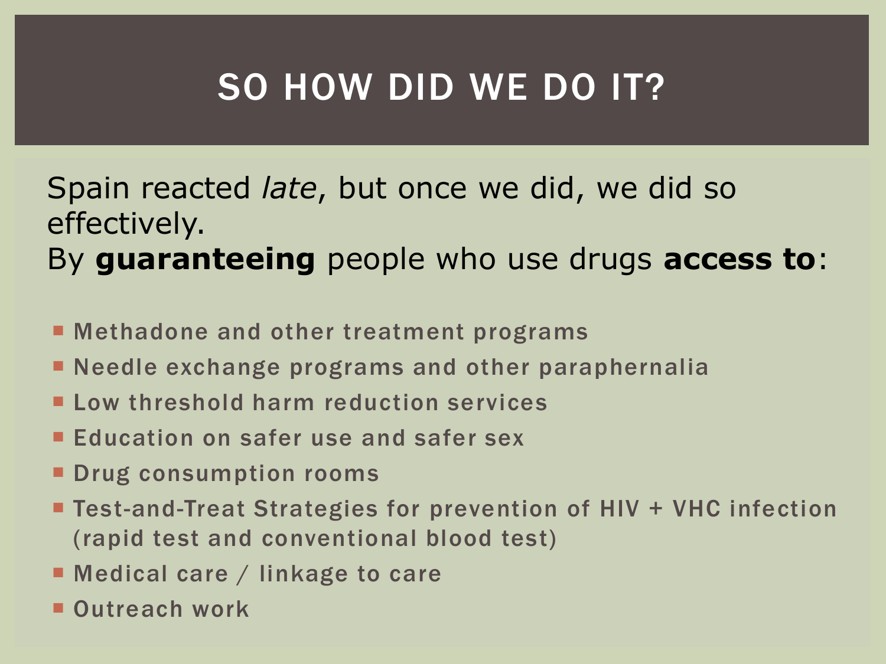# SO HOW DID WE DO IT?

Spain reacted *late*, but once we did, we did so effectively.
By **guaranteeing** people who use drugs **access to**:

- Methadone and other treatment programs
- Needle exchange programs and other paraphernalia
- Low threshold harm reduction services
- Education on safer use and safer sex
- Drug consumption rooms
- Test-and-Treat Strategies for prevention of HIV + VHC infection (rapid test and conventional blood test)
- Medical care / linkage to care
- Outreach work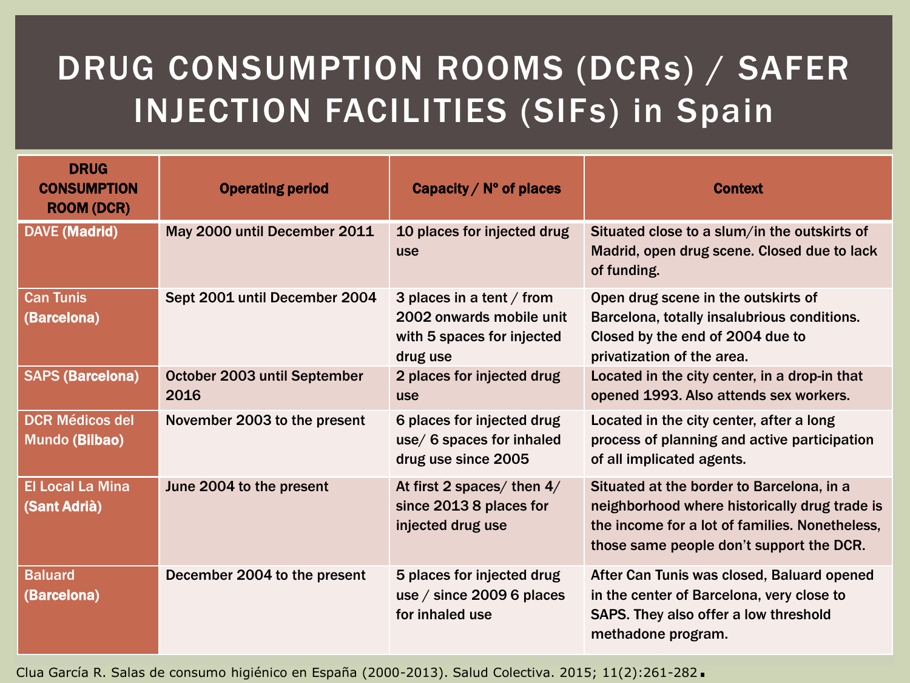# DRUG CONSUMPTION ROOMS (DCRs) / SAFER INJECTION FACILITIES (SIFs) in Spain

| DRUG CONSUMPTION ROOM (DCR) | Operating period | Capacity / Nº of places | Context |
|---|---|---|---|
| DAVE (**Madrid**) | May 2000 until December 2011 | 10 places for injected drug use | Situated close to a slum/in the outskirts of Madrid, open drug scene. Closed due to lack of funding. |
| Can Tunis (**Barcelona**) | Sept 2001 until December 2004 | 3 places in a tent / from 2002 onwards mobile unit with 5 spaces for injected drug use | Open drug scene in the outskirts of Barcelona, totally insalubrious conditions. Closed by the end of 2004 due to privatization of the area. |
| SAPS (**Barcelona**) | October 2003 until September 2016 | 2 places for injected drug use | Located in the city center, in a drop-in that opened 1993. Also attends sex workers. |
| DCR Médicos del Mundo (**Bilbao**) | November 2003 to the present | 6 places for injected drug use/ 6 spaces for inhaled drug use since 2005 | Located in the city center, after a long process of planning and active participation of all implicated agents. |
| El Local La Mina (**Sant Adrià**) | June 2004 to the present | At first 2 spaces/ then 4/ since 2013 8 places for injected drug use | Situated at the border to Barcelona, in a neighborhood where historically drug trade is the income for a lot of families. Nonetheless, those same people don't support the DCR. |
| Baluard (**Barcelona**) | December 2004 to the present | 5 places for injected drug use / since 2009 6 places for inhaled use | After Can Tunis was closed, Baluard opened in the center of Barcelona, very close to SAPS. They also offer a low threshold methadone program. |

Clua García R. Salas de consumo higiénico en España (2000-2013). Salud Colectiva. 2015; 11(2):261-282.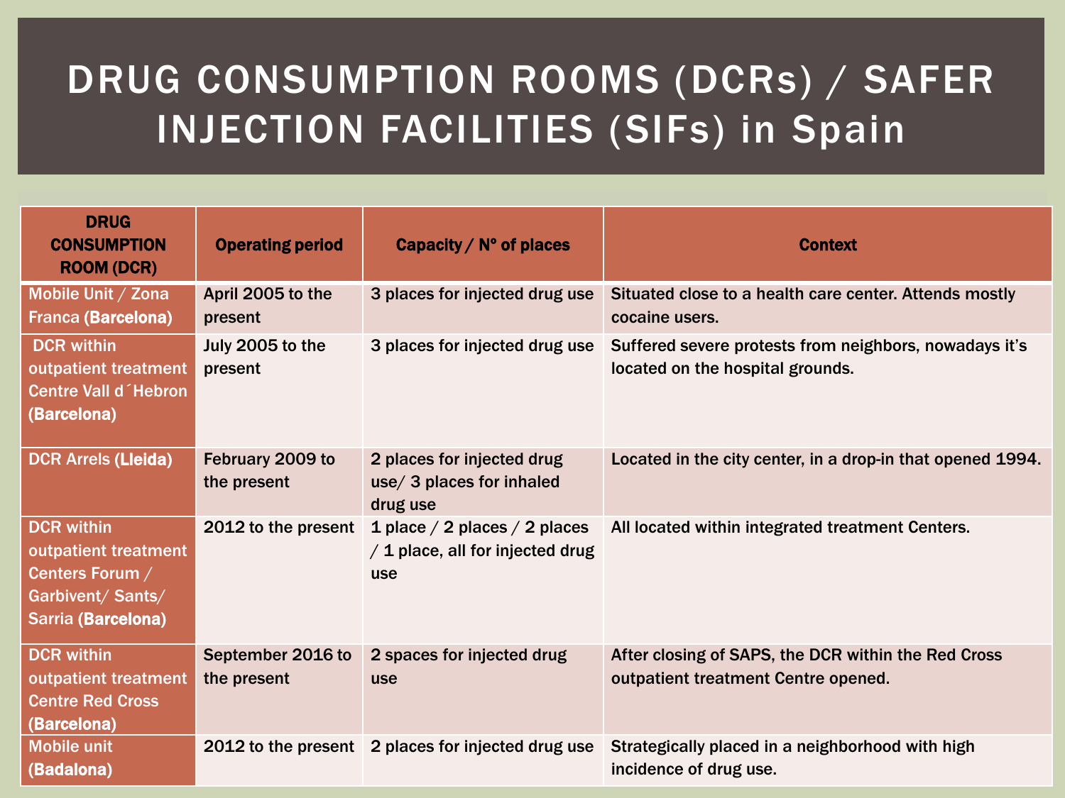# DRUG CONSUMPTION ROOMS (DCRs) / SAFER INJECTION FACILITIES (SIFs) in Spain

| DRUG CONSUMPTION ROOM (DCR) | Operating period | Capacity / Nº of places | Context |
|---|---|---|---|
| Mobile Unit / Zona Franca **(Barcelona)** | April 2005 to the present | 3 places for injected drug use | Situated close to a health care center. Attends mostly cocaine users. |
| DCR within outpatient treatment Centre Vall d´Hebron **(Barcelona)** | July 2005 to the present | 3 places for injected drug use | Suffered severe protests from neighbors, nowadays it's located on the hospital grounds. |
| DCR Arrels **(Lleida)** | February 2009 to the present | 2 places for injected drug use/ 3 places for inhaled drug use | Located in the city center, in a drop-in that opened 1994. |
| DCR within outpatient treatment Centers Forum / Garbivent/ Sants/ Sarria **(Barcelona)** | 2012 to the present | 1 place / 2 places / 2 places / 1 place, all for injected drug use | All located within integrated treatment Centers. |
| DCR within outpatient treatment Centre Red Cross **(Barcelona)** | September 2016 to the present | 2 spaces for injected drug use | After closing of SAPS, the DCR within the Red Cross outpatient treatment Centre opened. |
| Mobile unit **(Badalona)** | 2012 to the present | 2 places for injected drug use | Strategically placed in a neighborhood with high incidence of drug use. |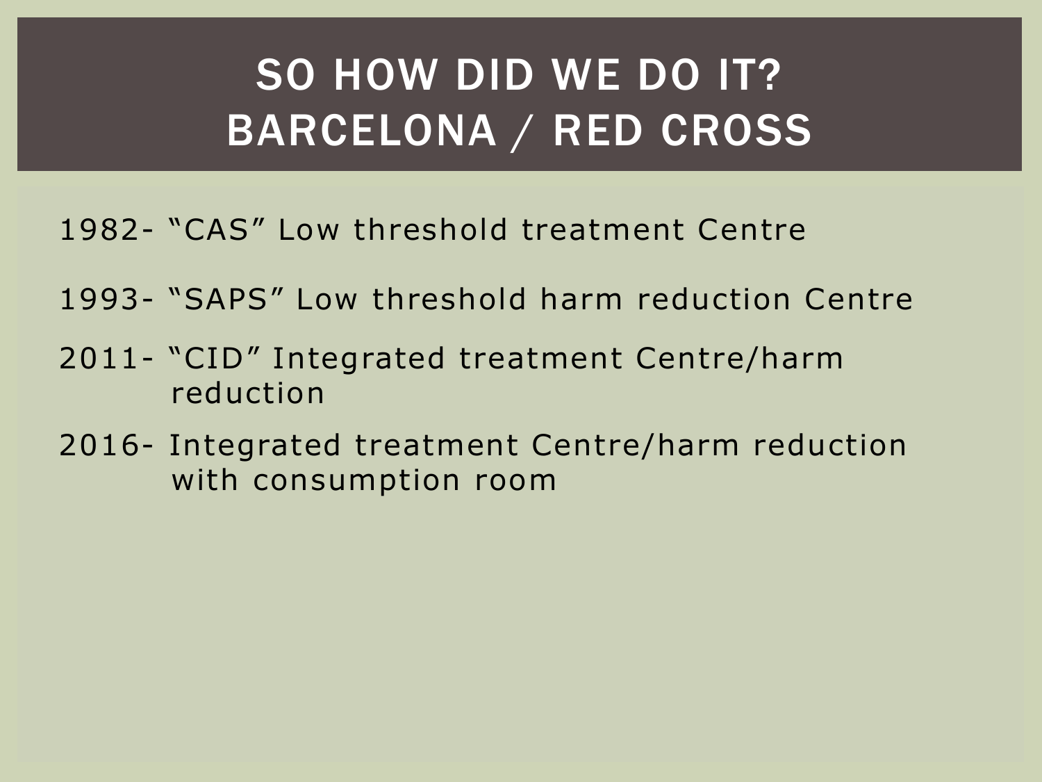# SO HOW DID WE DO IT? BARCELONA / RED CROSS

1982- “CAS” Low threshold treatment Centre

1993- “SAPS” Low threshold harm reduction Centre

2011- “CID” Integrated treatment Centre/harm reduction

2016- Integrated treatment Centre/harm reduction with consumption room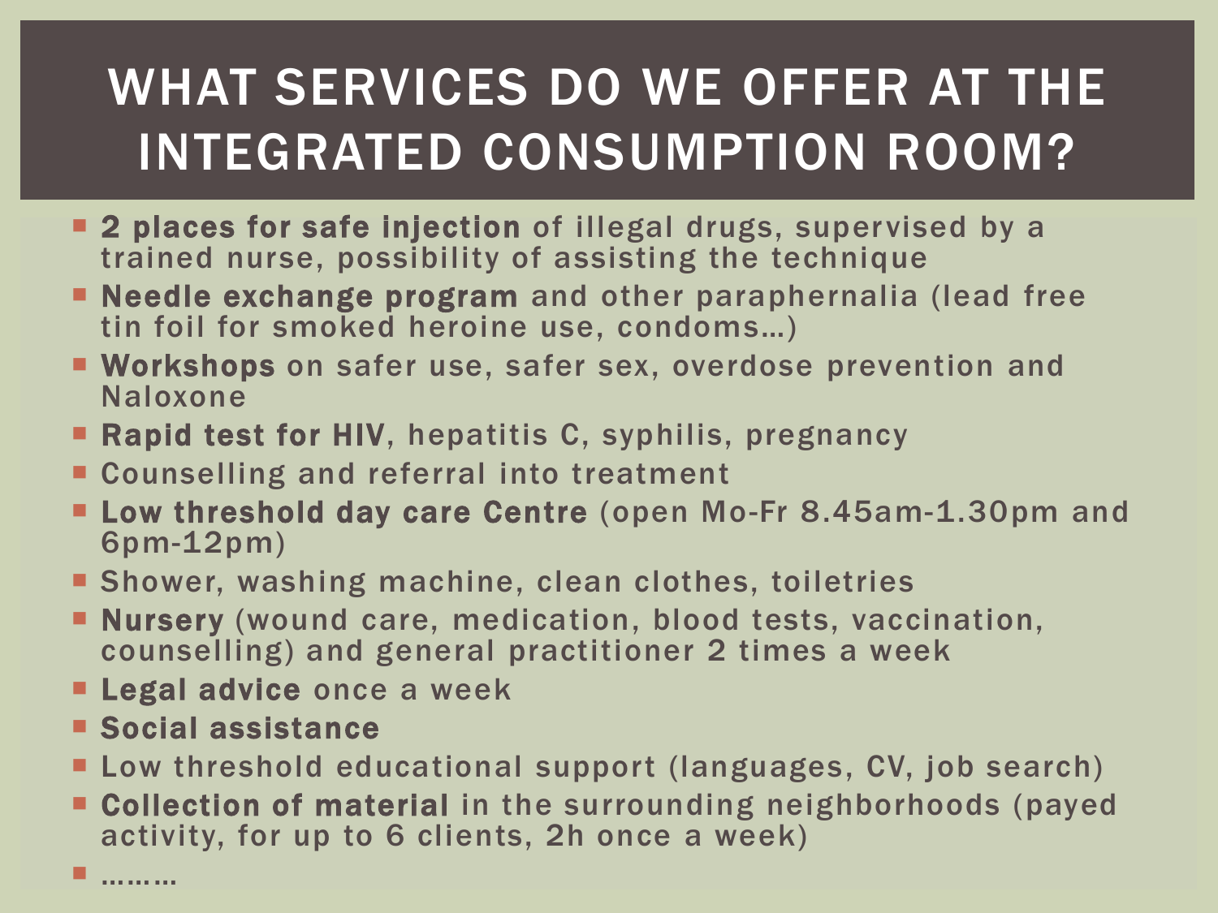# WHAT SERVICES DO WE OFFER AT THE INTEGRATED CONSUMPTION ROOM?

- **2 places for safe injection** of illegal drugs, supervised by a trained nurse, possibility of assisting the technique
- **Needle exchange program** and other paraphernalia (lead free tin foil for smoked heroine use, condoms…)
- **Workshops** on safer use, safer sex, overdose prevention and Naloxone
- **Rapid test for HIV**, hepatitis C, syphilis, pregnancy
- Counselling and referral into treatment
- **Low threshold day care Centre** (open Mo-Fr 8.45am-1.30pm and 6pm-12pm)
- Shower, washing machine, clean clothes, toiletries
- **Nursery** (wound care, medication, blood tests, vaccination, counselling) and general practitioner 2 times a week
- **Legal advice** once a week
- **Social assistance**
- Low threshold educational support (languages, CV, job search)
- **Collection of material** in the surrounding neighborhoods (payed activity, for up to 6 clients, 2h once a week)
- ………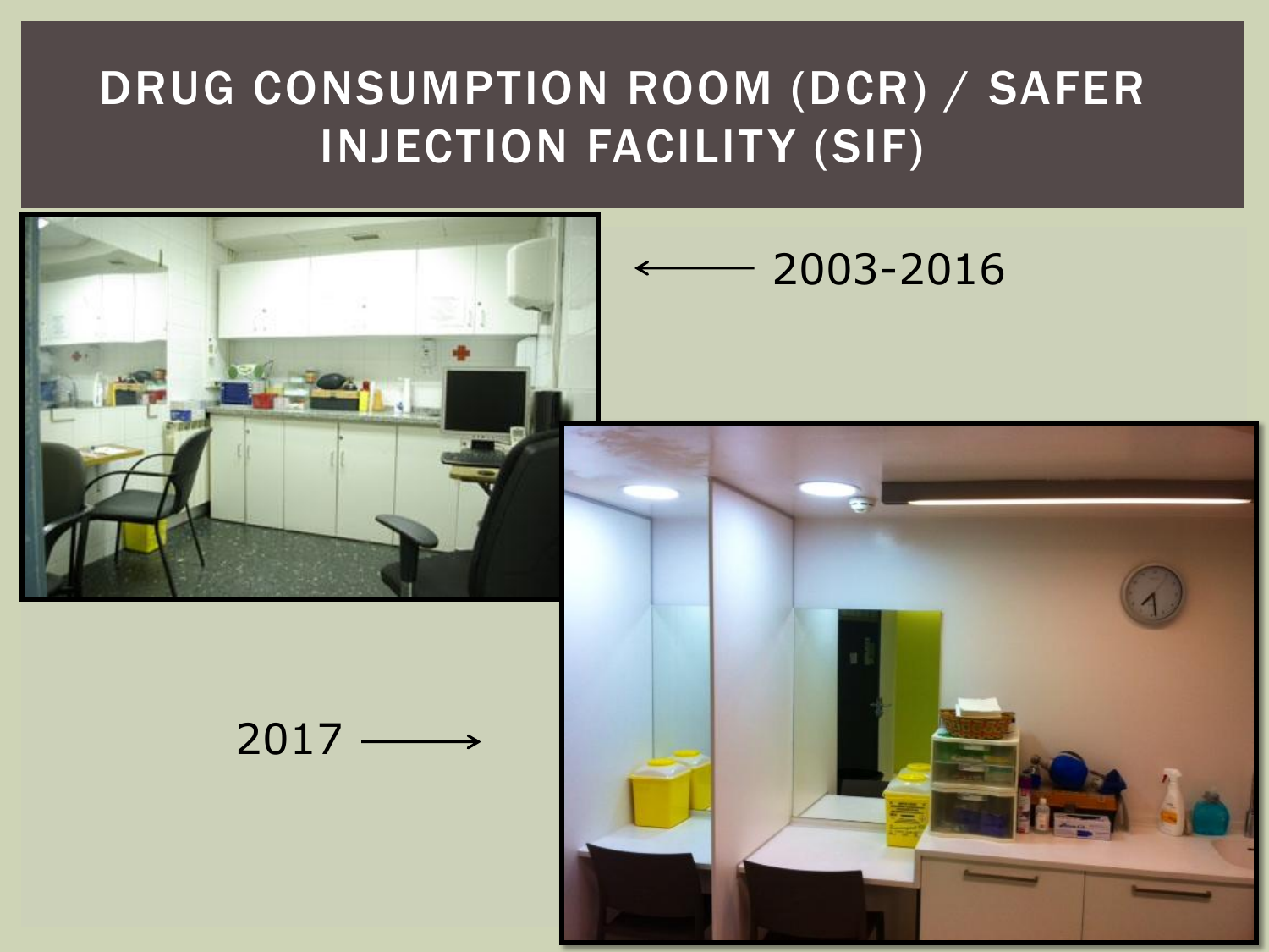# DRUG CONSUMPTION ROOM (DCR) / SAFER INJECTION FACILITY (SIF)

← 2003-2016

2017 →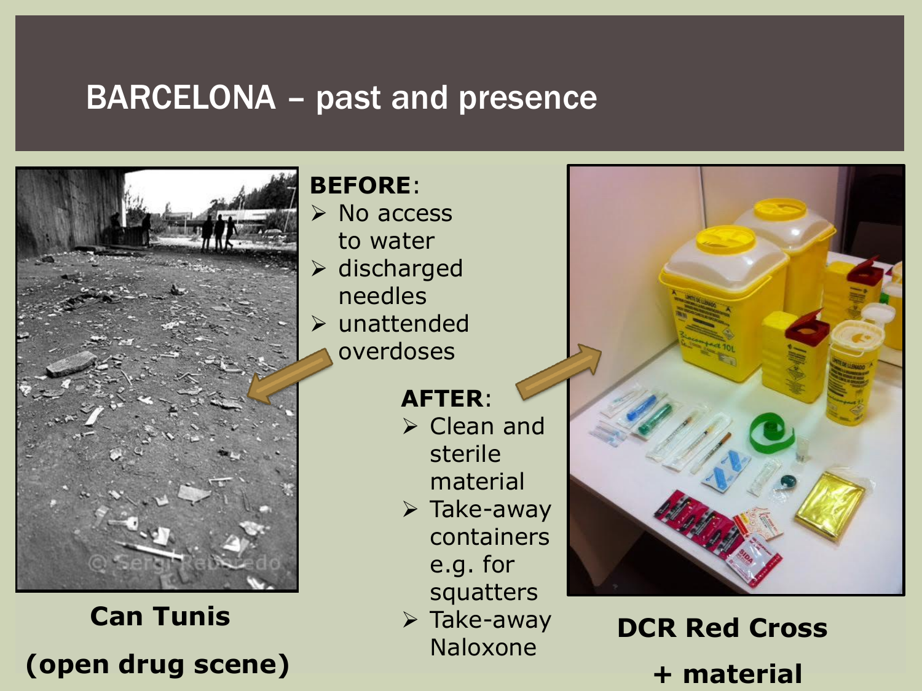# BARCELONA – past and presence

**BEFORE**:

- No access to water
- discharged needles
- unattended overdoses

**AFTER**:

- Clean and sterile material
- Take-away containers e.g. for squatters
- Take-away Naloxone

**Can Tunis**

**(open drug scene)**

**DCR Red Cross**

**+ material**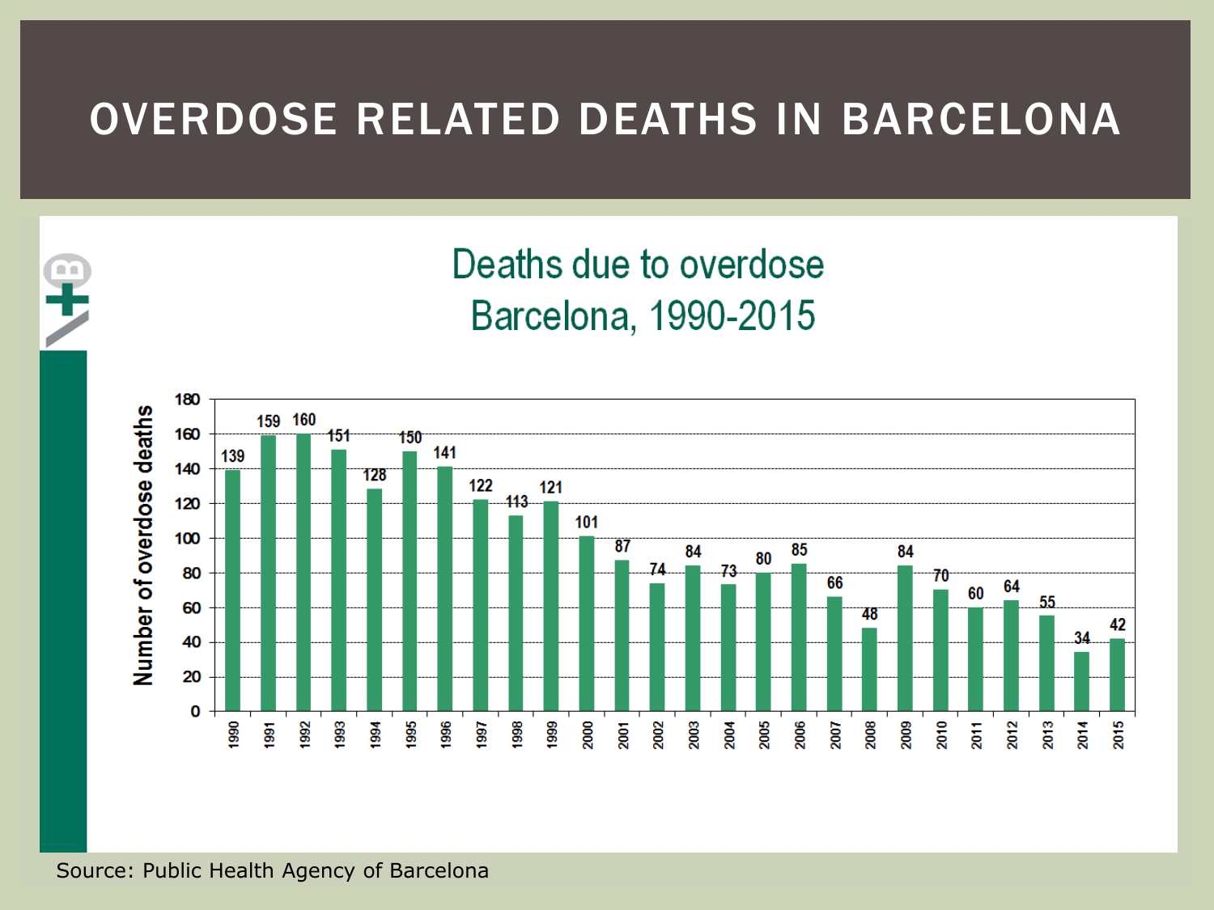# OVERDOSE RELATED DEATHS IN BARCELONA

## Deaths due to overdose Barcelona, 1990-2015

| Year | Number of overdose deaths |
|---|---|
| 1990 | 139 |
| 1991 | 159 |
| 1992 | 160 |
| 1993 | 151 |
| 1994 | 128 |
| 1995 | 150 |
| 1996 | 141 |
| 1997 | 122 |
| 1998 | 113 |
| 1999 | 121 |
| 2000 | 101 |
| 2001 | 87 |
| 2002 | 74 |
| 2003 | 84 |
| 2004 | 73 |
| 2005 | 80 |
| 2006 | 85 |
| 2007 | 66 |
| 2008 | 48 |
| 2009 | 84 |
| 2010 | 70 |
| 2011 | 60 |
| 2012 | 64 |
| 2013 | 55 |
| 2014 | 34 |
| 2015 | 42 |

Source: Public Health Agency of Barcelona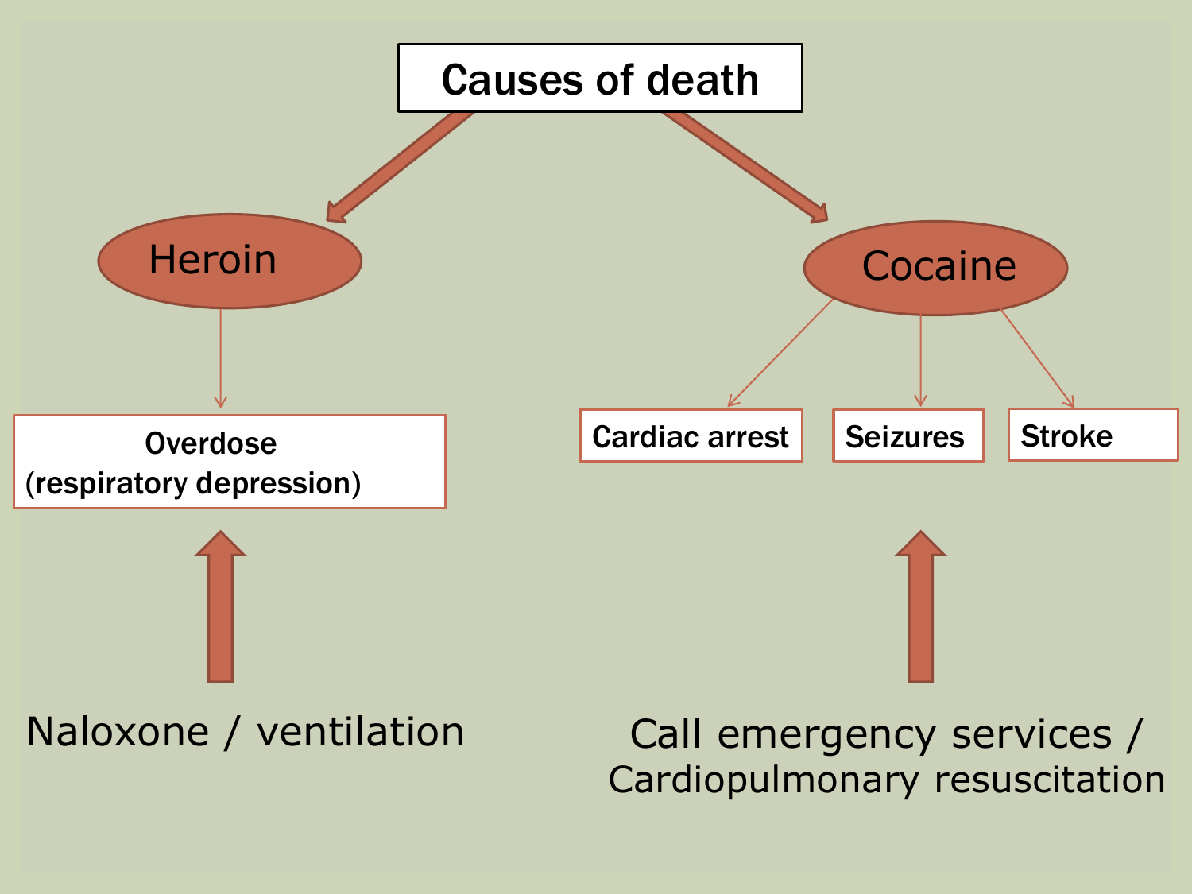# Causes of death

## Heroin

- Overdose (respiratory depression)

Naloxone / ventilation

## Cocaine

- Cardiac arrest
- Seizures
- Stroke

Call emergency services / Cardiopulmonary resuscitation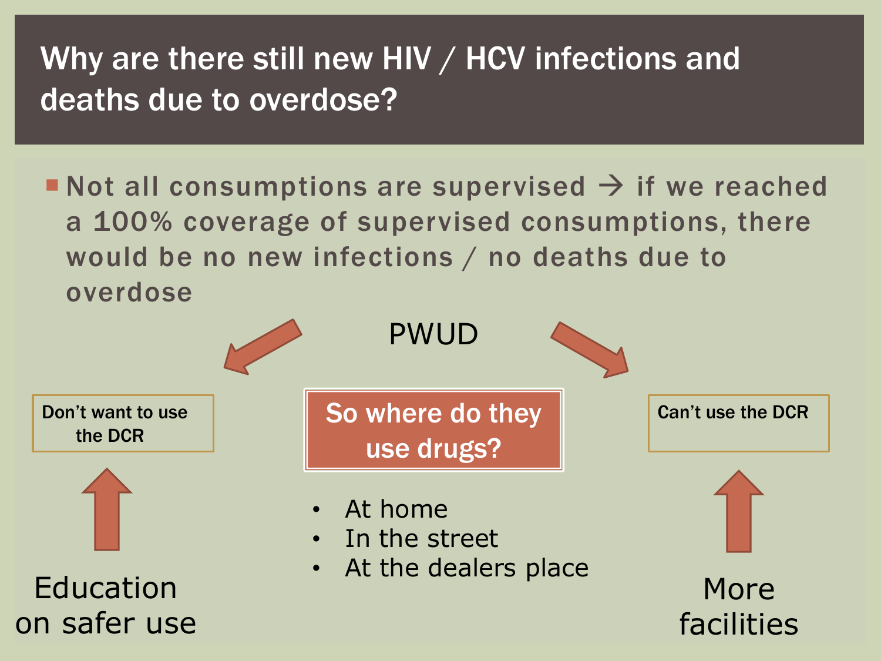# Why are there still new HIV / HCV infections and deaths due to overdose?

- Not all consumptions are supervised → if we reached a 100% coverage of supervised consumptions, there would be no new infections / no deaths due to overdose

PWUD

Don't want to use the DCR

So where do they use drugs?

Can't use the DCR

- At home
- In the street
- At the dealers place

Education on safer use

More facilities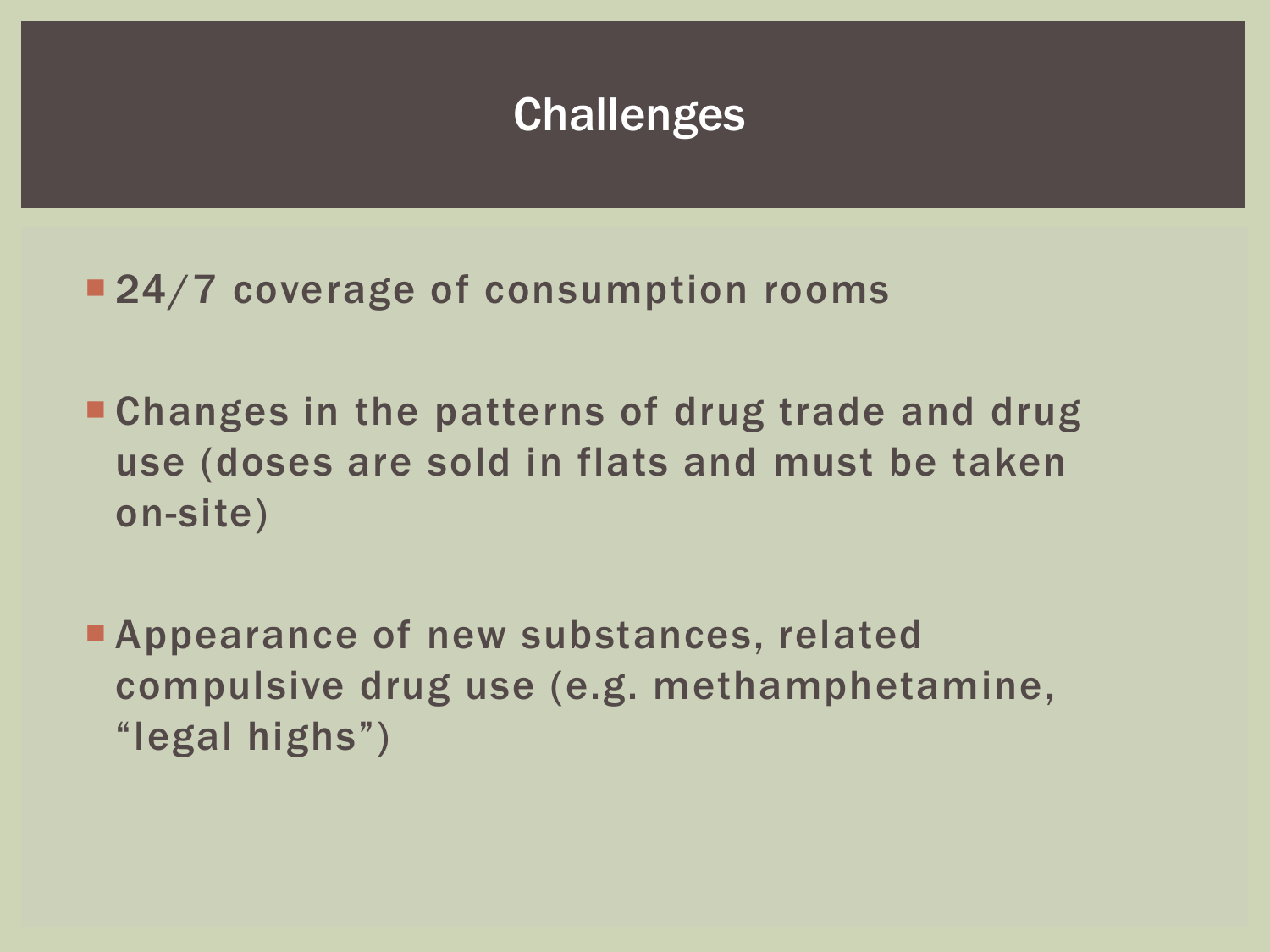# Challenges

- 24/7 coverage of consumption rooms
- Changes in the patterns of drug trade and drug use (doses are sold in flats and must be taken on-site)
- Appearance of new substances, related compulsive drug use (e.g. methamphetamine, “legal highs”)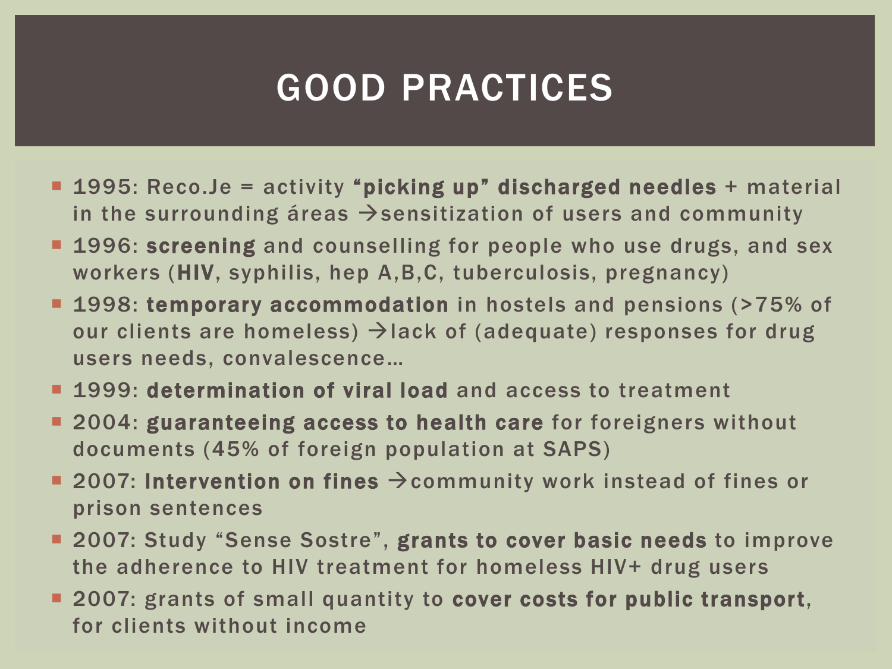# GOOD PRACTICES

- 1995: Reco.Je = activity **"picking up" discharged needles** + material in the surrounding áreas →sensitization of users and community
- 1996: **screening** and counselling for people who use drugs, and sex workers (**HIV**, syphilis, hep A,B,C, tuberculosis, pregnancy)
- 1998: **temporary accommodation** in hostels and pensions (>75% of our clients are homeless) →lack of (adequate) responses for drug users needs, convalescence…
- 1999: **determination of viral load** and access to treatment
- 2004: **guaranteeing access to health care** for foreigners without documents (45% of foreign population at SAPS)
- 2007: **Intervention on fines** →community work instead of fines or prison sentences
- 2007: Study "Sense Sostre", **grants to cover basic needs** to improve the adherence to HIV treatment for homeless HIV+ drug users
- 2007: grants of small quantity to **cover costs for public transport**, for clients without income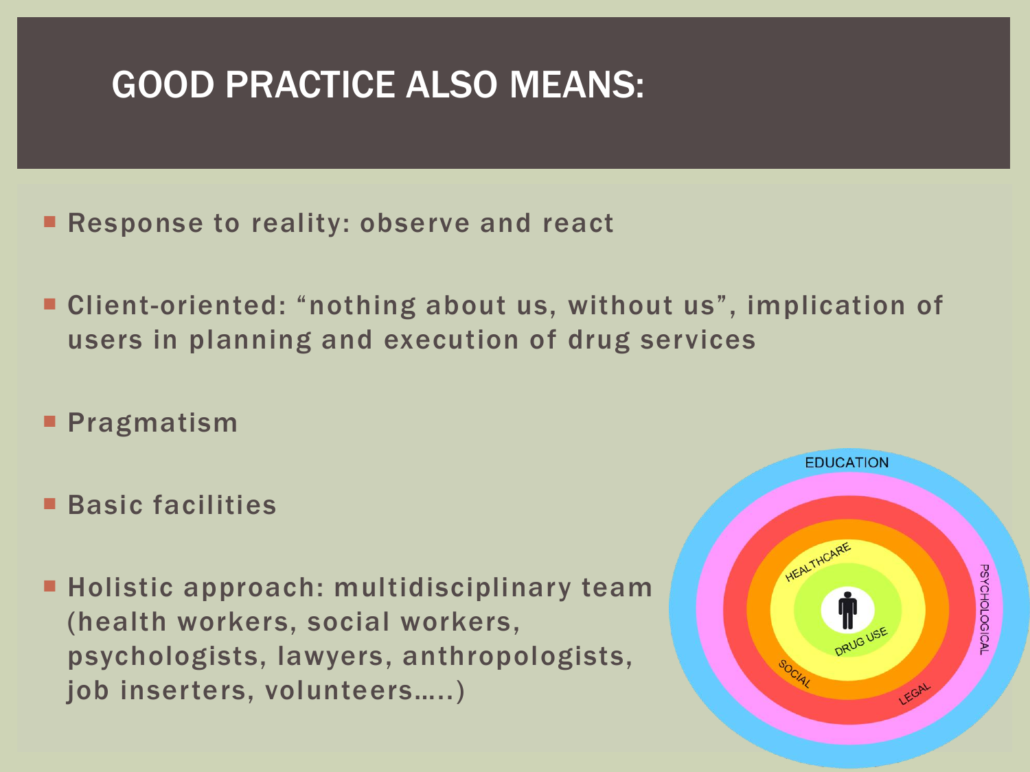# GOOD PRACTICE ALSO MEANS:

- Response to reality: observe and react
- Client-oriented: "nothing about us, without us", implication of users in planning and execution of drug services
- Pragmatism
- Basic facilities
- Holistic approach: multidisciplinary team (health workers, social workers, psychologists, lawyers, anthropologists, job inserters, volunteers…..)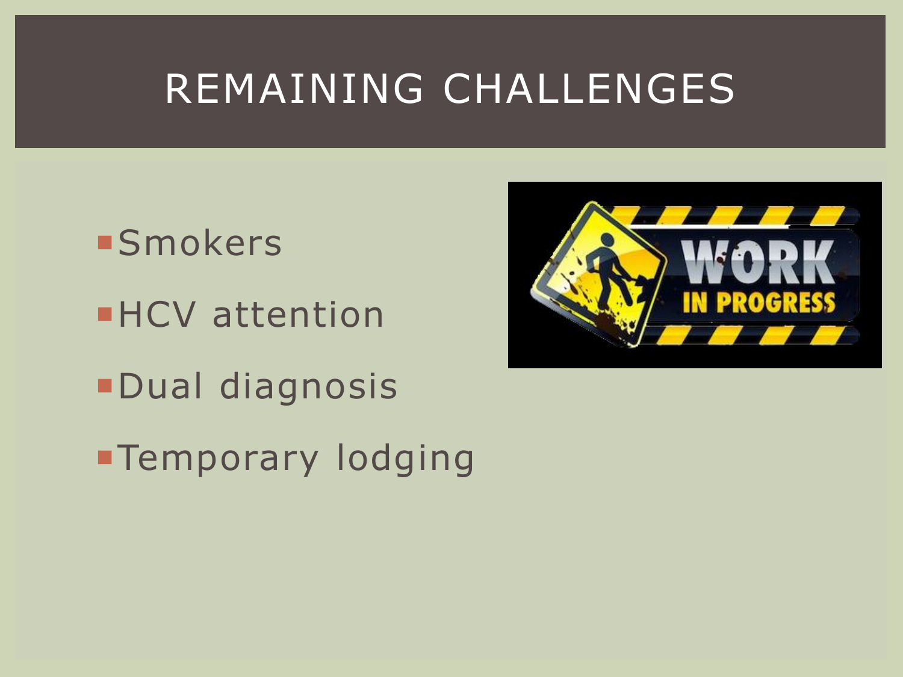# REMAINING CHALLENGES

- Smokers
- HCV attention
- Dual diagnosis
- Temporary lodging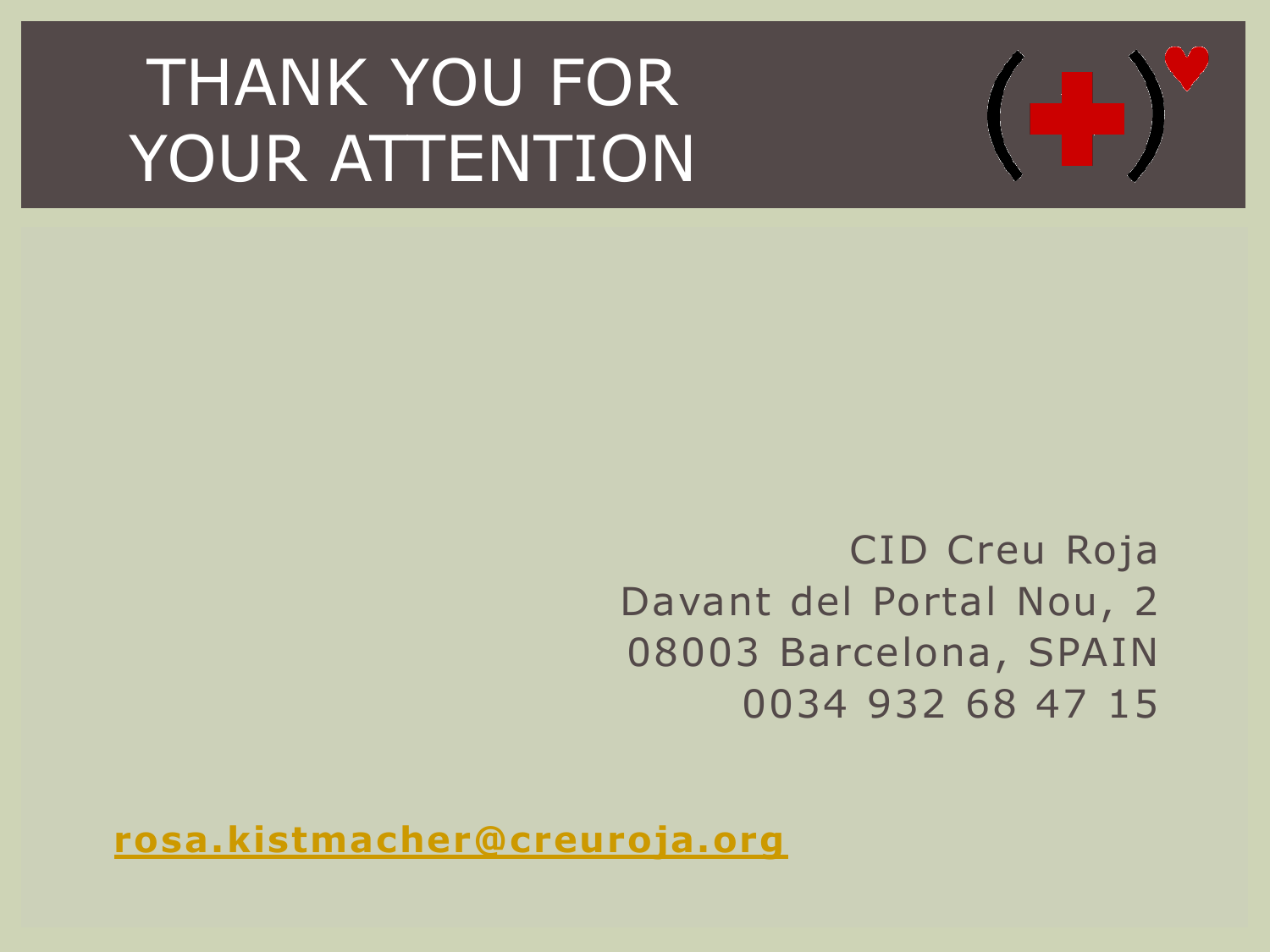# THANK YOU FOR YOUR ATTENTION

CID Creu Roja
Davant del Portal Nou, 2
08003 Barcelona, SPAIN
0034 932 68 47 15

**rosa.kistmacher@creuroja.org**